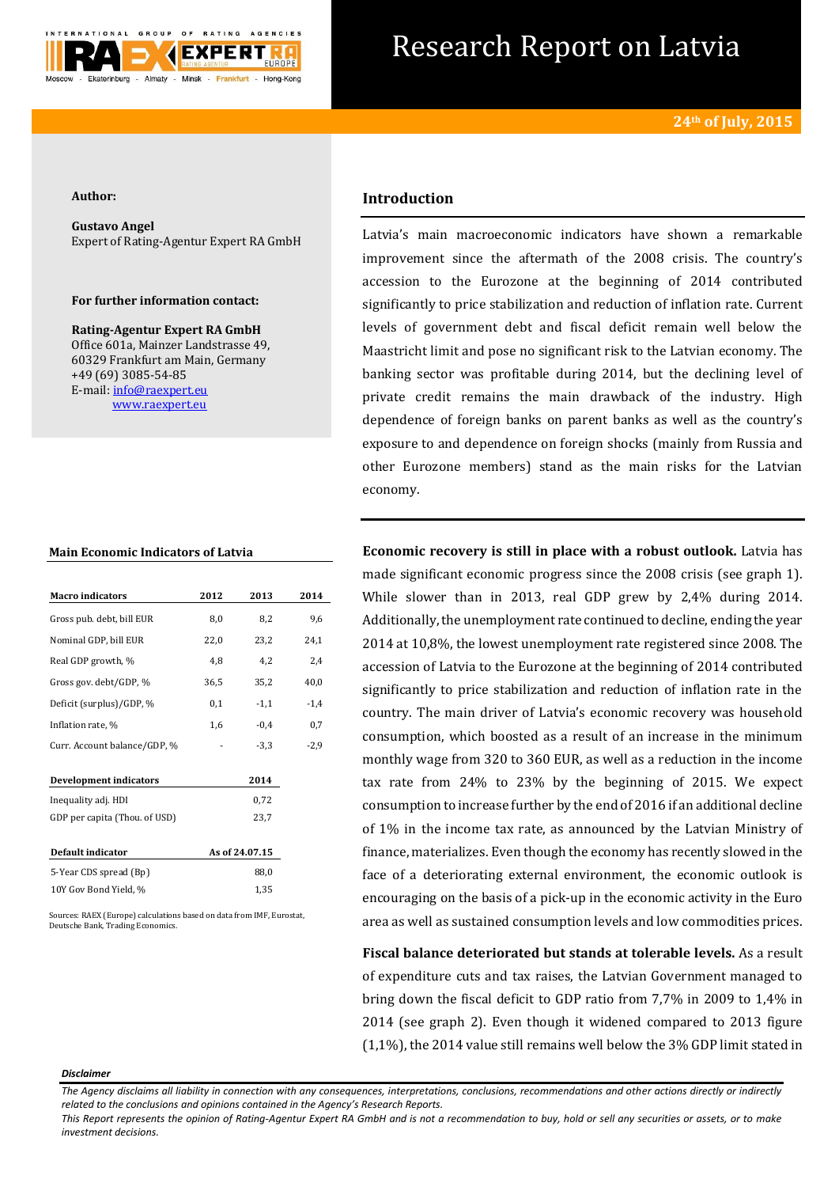# Research Report on Latvia

**24th of July, 2015**

**Author:**

**Gustavo Angel**
Expert of Rating-Agentur Expert RA GmbH

**For further information contact:**

**Rating-Agentur Expert RA GmbH**
Office 601a, Mainzer Landstrasse 49,
60329 Frankfurt am Main, Germany
+49 (69) 3085-54-85
E-mail: info@raexpert.eu
www.raexpert.eu

## Introduction

Latvia's main macroeconomic indicators have shown a remarkable improvement since the aftermath of the 2008 crisis. The country's accession to the Eurozone at the beginning of 2014 contributed significantly to price stabilization and reduction of inflation rate. Current levels of government debt and fiscal deficit remain well below the Maastricht limit and pose no significant risk to the Latvian economy. The banking sector was profitable during 2014, but the declining level of private credit remains the main drawback of the industry. High dependence of foreign banks on parent banks as well as the country's exposure to and dependence on foreign shocks (mainly from Russia and other Eurozone members) stand as the main risks for the Latvian economy.

**Main Economic Indicators of Latvia**

| Macro indicators | 2012 | 2013 | 2014 |
|---|---|---|---|
| Gross pub. debt, bill EUR | 8,0 | 8,2 | 9,6 |
| Nominal GDP, bill EUR | 22,0 | 23,2 | 24,1 |
| Real GDP growth, % | 4,8 | 4,2 | 2,4 |
| Gross gov. debt/GDP, % | 36,5 | 35,2 | 40,0 |
| Deficit (surplus)/GDP, % | 0,1 | -1,1 | -1,4 |
| Inflation rate, % | 1,6 | -0,4 | 0,7 |
| Curr. Account balance/GDP, % | - | -3,3 | -2,9 |

| Development indicators | 2014 |
|---|---|
| Inequality adj. HDI | 0,72 |
| GDP per capita (Thou. of USD) | 23,7 |

| Default indicator | As of 24.07.15 |
|---|---|
| 5-Year CDS spread (Bp) | 88,0 |
| 10Y Gov Bond Yield, % | 1,35 |

Sources: RAEX (Europe) calculations based on data from IMF, Eurostat, Deutsche Bank, Trading Economics.

**Economic recovery is still in place with a robust outlook.** Latvia has made significant economic progress since the 2008 crisis (see graph 1). While slower than in 2013, real GDP grew by 2,4% during 2014. Additionally, the unemployment rate continued to decline, ending the year 2014 at 10,8%, the lowest unemployment rate registered since 2008. The accession of Latvia to the Eurozone at the beginning of 2014 contributed significantly to price stabilization and reduction of inflation rate in the country. The main driver of Latvia's economic recovery was household consumption, which boosted as a result of an increase in the minimum monthly wage from 320 to 360 EUR, as well as a reduction in the income tax rate from 24% to 23% by the beginning of 2015. We expect consumption to increase further by the end of 2016 if an additional decline of 1% in the income tax rate, as announced by the Latvian Ministry of finance, materializes. Even though the economy has recently slowed in the face of a deteriorating external environment, the economic outlook is encouraging on the basis of a pick-up in the economic activity in the Euro area as well as sustained consumption levels and low commodities prices.

**Fiscal balance deteriorated but stands at tolerable levels.** As a result of expenditure cuts and tax raises, the Latvian Government managed to bring down the fiscal deficit to GDP ratio from 7,7% in 2009 to 1,4% in 2014 (see graph 2). Even though it widened compared to 2013 figure (1,1%), the 2014 value still remains well below the 3% GDP limit stated in

***Disclaimer***

*The Agency disclaims all liability in connection with any consequences, interpretations, conclusions, recommendations and other actions directly or indirectly related to the conclusions and opinions contained in the Agency's Research Reports.*
*This Report represents the opinion of Rating-Agentur Expert RA GmbH and is not a recommendation to buy, hold or sell any securities or assets, or to make investment decisions.*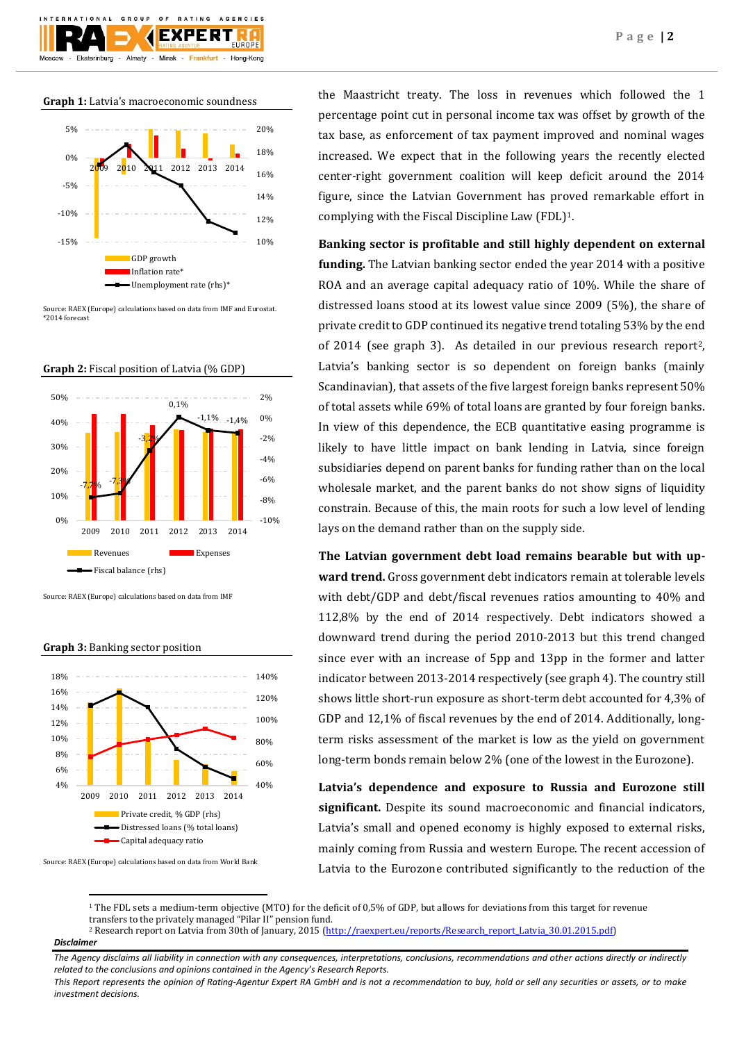**Graph 1:** Latvia's macroeconomic soundness

Source: RAEX (Europe) calculations based on data from IMF and Eurostat.
*2014 forecast

**Graph 2:** Fiscal position of Latvia (% GDP)

Source: RAEX (Europe) calculations based on data from IMF

**Graph 3:** Banking sector position

Source: RAEX (Europe) calculations based on data from World Bank

the Maastricht treaty. The loss in revenues which followed the 1 percentage point cut in personal income tax was offset by growth of the tax base, as enforcement of tax payment improved and nominal wages increased. We expect that in the following years the recently elected center-right government coalition will keep deficit around the 2014 figure, since the Latvian Government has proved remarkable effort in complying with the Fiscal Discipline Law (FDL)[1].

**Banking sector is profitable and still highly dependent on external funding.** The Latvian banking sector ended the year 2014 with a positive ROA and an average capital adequacy ratio of 10%. While the share of distressed loans stood at its lowest value since 2009 (5%), the share of private credit to GDP continued its negative trend totaling 53% by the end of 2014 (see graph 3). As detailed in our previous research report[2], Latvia's banking sector is so dependent on foreign banks (mainly Scandinavian), that assets of the five largest foreign banks represent 50% of total assets while 69% of total loans are granted by four foreign banks. In view of this dependence, the ECB quantitative easing programme is likely to have little impact on bank lending in Latvia, since foreign subsidiaries depend on parent banks for funding rather than on the local wholesale market, and the parent banks do not show signs of liquidity constrain. Because of this, the main roots for such a low level of lending lays on the demand rather than on the supply side.

**The Latvian government debt load remains bearable but with upward trend.** Gross government debt indicators remain at tolerable levels with debt/GDP and debt/fiscal revenues ratios amounting to 40% and 112,8% by the end of 2014 respectively. Debt indicators showed a downward trend during the period 2010-2013 but this trend changed since ever with an increase of 5pp and 13pp in the former and latter indicator between 2013-2014 respectively (see graph 4). The country still shows little short-run exposure as short-term debt accounted for 4,3% of GDP and 12,1% of fiscal revenues by the end of 2014. Additionally, long-term risks assessment of the market is low as the yield on government long-term bonds remain below 2% (one of the lowest in the Eurozone).

**Latvia's dependence and exposure to Russia and Eurozone still significant.** Despite its sound macroeconomic and financial indicators, Latvia's small and opened economy is highly exposed to external risks, mainly coming from Russia and western Europe. The recent accession of Latvia to the Eurozone contributed significantly to the reduction of the

[1] The FDL sets a medium-term objective (MTO) for the deficit of 0,5% of GDP, but allows for deviations from this target for revenue transfers to the privately managed "Pilar II" pension fund.

[2] Research report on Latvia from 30th of January, 2015 (http://raexpert.eu/reports/Research_report_Latvia_30.01.2015.pdf)

***Disclaimer***

*The Agency disclaims all liability in connection with any consequences, interpretations, conclusions, recommendations and other actions directly or indirectly related to the conclusions and opinions contained in the Agency's Research Reports.*

*This Report represents the opinion of Rating-Agentur Expert RA GmbH and is not a recommendation to buy, hold or sell any securities or assets, or to make investment decisions.*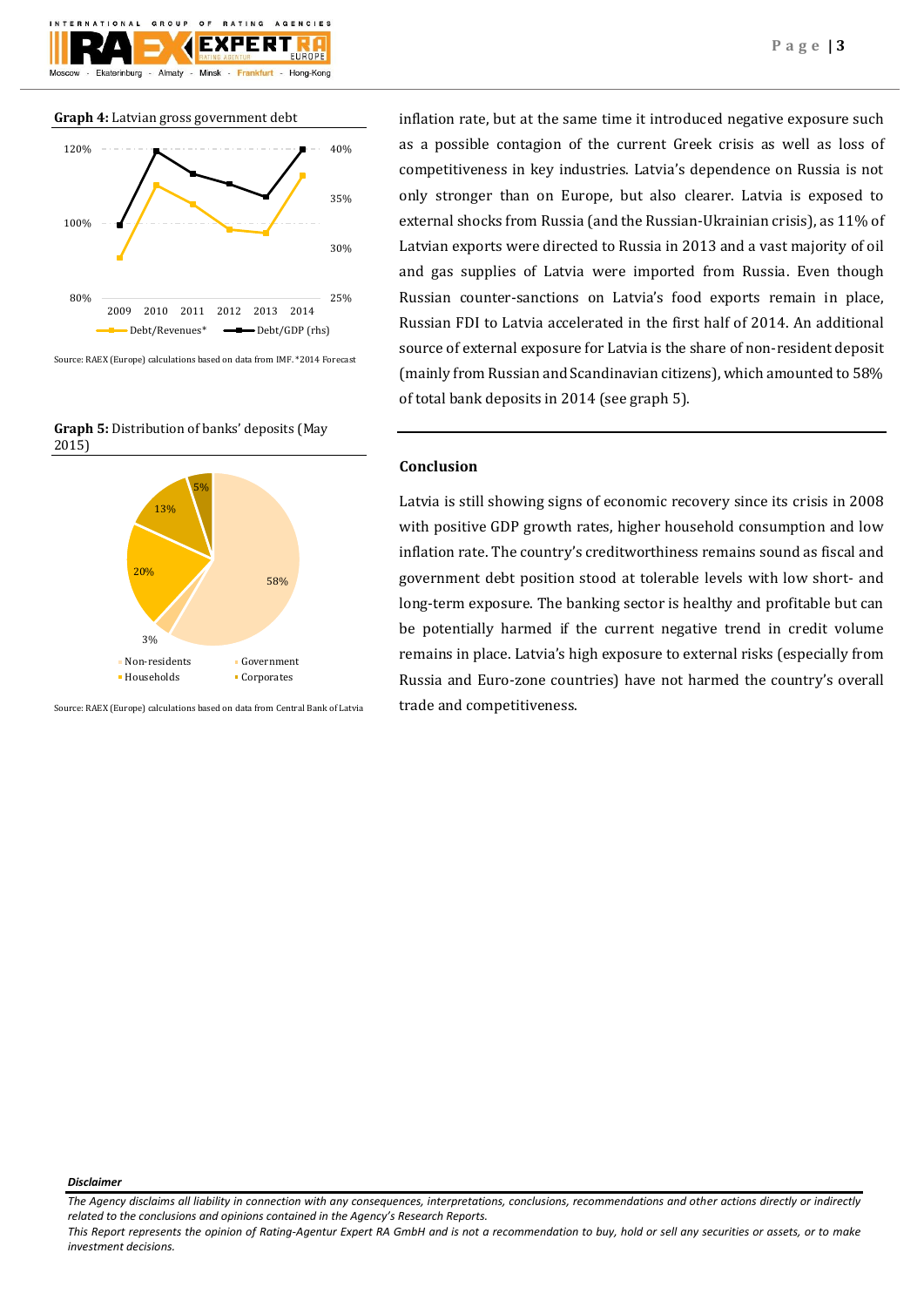**Graph 4:** Latvian gross government debt

120%
100%
80%
40%
35%
30%
25%
2009 2010 2011 2012 2013 2014
Debt/Revenues* Debt/GDP (rhs)

Source: RAEX (Europe) calculations based on data from IMF. *2014 Forecast

**Graph 5:** Distribution of banks' deposits (May 2015)

58%
3%
20%
13%
5%
Non-residents Government
Households Corporates

Source: RAEX (Europe) calculations based on data from Central Bank of Latvia

inflation rate, but at the same time it introduced negative exposure such as a possible contagion of the current Greek crisis as well as loss of competitiveness in key industries. Latvia's dependence on Russia is not only stronger than on Europe, but also clearer. Latvia is exposed to external shocks from Russia (and the Russian-Ukrainian crisis), as 11% of Latvian exports were directed to Russia in 2013 and a vast majority of oil and gas supplies of Latvia were imported from Russia. Even though Russian counter-sanctions on Latvia's food exports remain in place, Russian FDI to Latvia accelerated in the first half of 2014. An additional source of external exposure for Latvia is the share of non-resident deposit (mainly from Russian and Scandinavian citizens), which amounted to 58% of total bank deposits in 2014 (see graph 5).

### Conclusion

Latvia is still showing signs of economic recovery since its crisis in 2008 with positive GDP growth rates, higher household consumption and low inflation rate. The country's creditworthiness remains sound as fiscal and government debt position stood at tolerable levels with low short- and long-term exposure. The banking sector is healthy and profitable but can be potentially harmed if the current negative trend in credit volume remains in place. Latvia's high exposure to external risks (especially from Russia and Euro-zone countries) have not harmed the country's overall trade and competitiveness.

***Disclaimer***

*The Agency disclaims all liability in connection with any consequences, interpretations, conclusions, recommendations and other actions directly or indirectly related to the conclusions and opinions contained in the Agency's Research Reports.*
*This Report represents the opinion of Rating-Agentur Expert RA GmbH and is not a recommendation to buy, hold or sell any securities or assets, or to make investment decisions.*